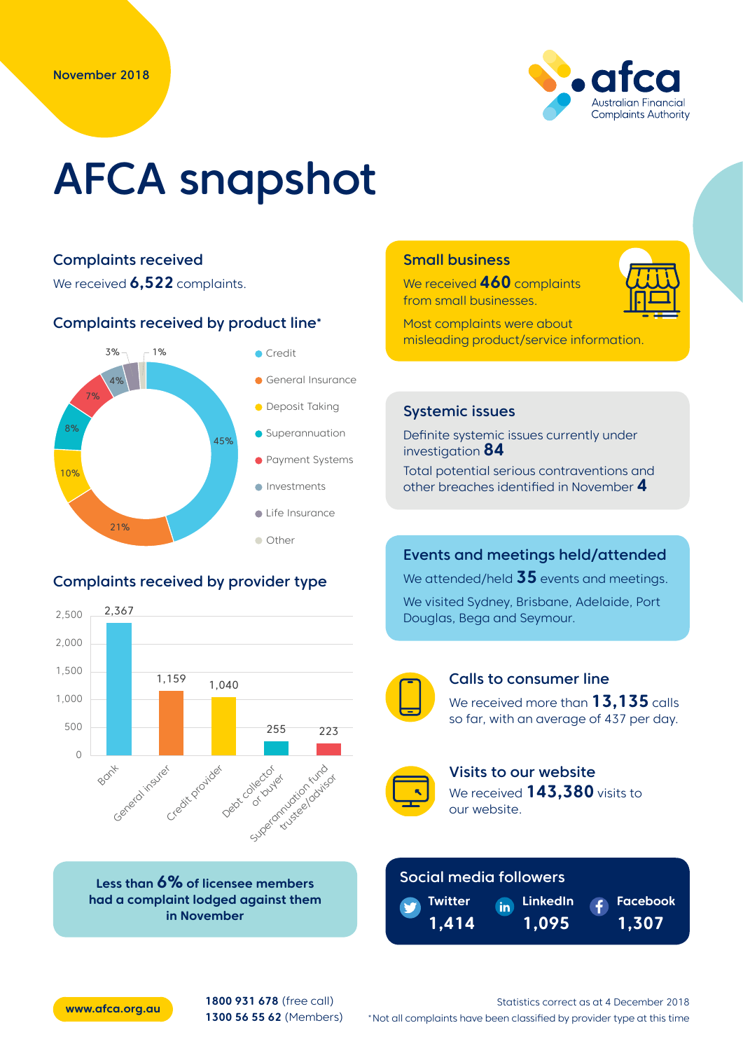November 2018

afca
Australian Financial Complaints Authority

# AFCA snapshot

## Complaints received

We received **6,522** complaints.

## Complaints received by product line*

| Product line | % |
| --- | --- |
| Credit | 45% |
| General Insurance | 21% |
| Deposit Taking | 10% |
| Superannuation | 8% |
| Payment Systems | 7% |
| Investments | 4% |
| Life Insurance | 3% |
| Other | 1% |

## Complaints received by provider type

| Provider type | Complaints |
| --- | --- |
| Bank | 2,367 |
| General insurer | 1,159 |
| Credit provider | 1,040 |
| Debt collector or buyer | 255 |
| Superannuation fund trustee/advisor | 223 |

**Less than 6% of licensee members had a complaint lodged against them in November**

## Small business

We received **460** complaints from small businesses.

Most complaints were about misleading product/service information.

## Systemic issues

Definite systemic issues currently under investigation **84**

Total potential serious contraventions and other breaches identified in November **4**

## Events and meetings held/attended

We attended/held **35** events and meetings.

We visited Sydney, Brisbane, Adelaide, Port Douglas, Bega and Seymour.

## Calls to consumer line

We received more than **13,135** calls so far, with an average of 437 per day.

## Visits to our website

We received **143,380** visits to our website.

## Social media followers

| Twitter | LinkedIn | Facebook |
| --- | --- | --- |
| 1,414 | 1,095 | 1,307 |

www.afca.org.au

**1800 931 678** (free call)
**1300 56 55 62** (Members)

Statistics correct as at 4 December 2018

*Not all complaints have been classified by provider type at this time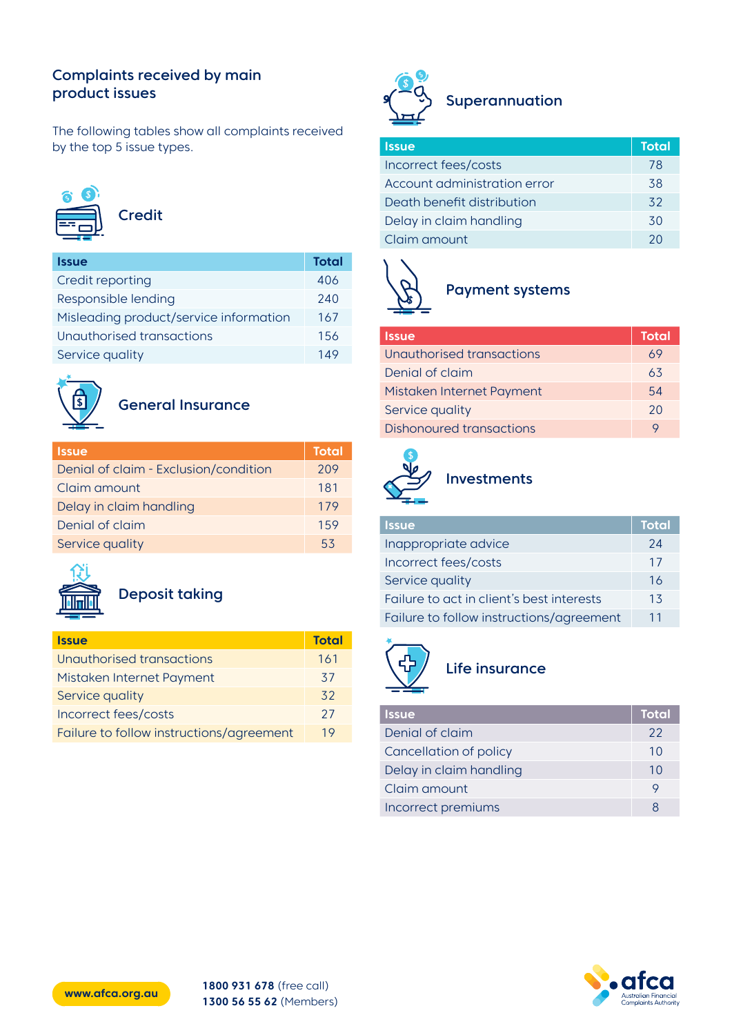## Complaints received by main product issues

The following tables show all complaints received by the top 5 issue types.

### Credit

| Issue | Total |
|---|---|
| Credit reporting | 406 |
| Responsible lending | 240 |
| Misleading product/service information | 167 |
| Unauthorised transactions | 156 |
| Service quality | 149 |

### General Insurance

| Issue | Total |
|---|---|
| Denial of claim - Exclusion/condition | 209 |
| Claim amount | 181 |
| Delay in claim handling | 179 |
| Denial of claim | 159 |
| Service quality | 53 |

### Deposit taking

| Issue | Total |
|---|---|
| Unauthorised transactions | 161 |
| Mistaken Internet Payment | 37 |
| Service quality | 32 |
| Incorrect fees/costs | 27 |
| Failure to follow instructions/agreement | 19 |

### Superannuation

| Issue | Total |
|---|---|
| Incorrect fees/costs | 78 |
| Account administration error | 38 |
| Death benefit distribution | 32 |
| Delay in claim handling | 30 |
| Claim amount | 20 |

### Payment systems

| Issue | Total |
|---|---|
| Unauthorised transactions | 69 |
| Denial of claim | 63 |
| Mistaken Internet Payment | 54 |
| Service quality | 20 |
| Dishonoured transactions | 9 |

### Investments

| Issue | Total |
|---|---|
| Inappropriate advice | 24 |
| Incorrect fees/costs | 17 |
| Service quality | 16 |
| Failure to act in client's best interests | 13 |
| Failure to follow instructions/agreement | 11 |

### Life insurance

| Issue | Total |
|---|---|
| Denial of claim | 22 |
| Cancellation of policy | 10 |
| Delay in claim handling | 10 |
| Claim amount | 9 |
| Incorrect premiums | 8 |

www.afca.org.au

**1800 931 678** (free call)
**1300 56 55 62** (Members)

afca Australian Financial Complaints Authority